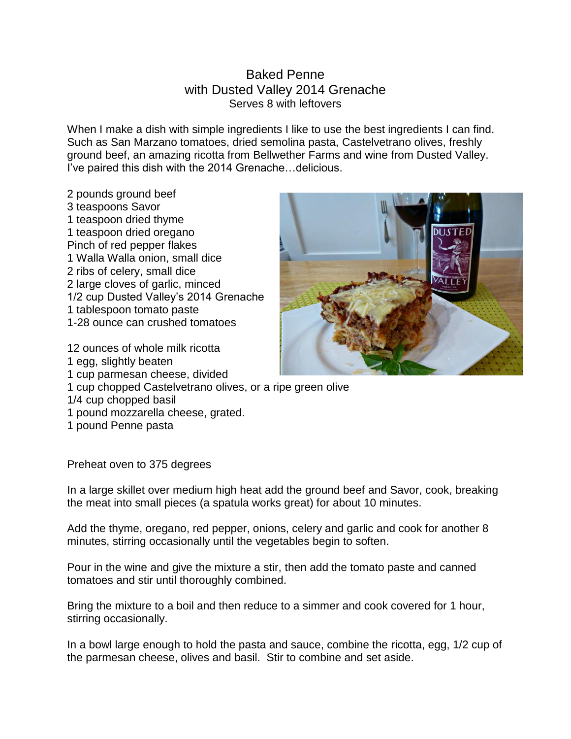# Baked Penne
## with Dusted Valley 2014 Grenache
Serves 8 with leftovers

When I make a dish with simple ingredients I like to use the best ingredients I can find. Such as San Marzano tomatoes, dried semolina pasta, Castelvetrano olives, freshly ground beef, an amazing ricotta from Bellwether Farms and wine from Dusted Valley. I've paired this dish with the 2014 Grenache…delicious.

2 pounds ground beef
3 teaspoons Savor
1 teaspoon dried thyme
1 teaspoon dried oregano
Pinch of red pepper flakes
1 Walla Walla onion, small dice
2 ribs of celery, small dice
2 large cloves of garlic, minced
1/2 cup Dusted Valley's 2014 Grenache
1 tablespoon tomato paste
1-28 ounce can crushed tomatoes

12 ounces of whole milk ricotta
1 egg, slightly beaten
1 cup parmesan cheese, divided
1 cup chopped Castelvetrano olives, or a ripe green olive
1/4 cup chopped basil
1 pound mozzarella cheese, grated.
1 pound Penne pasta

Preheat oven to 375 degrees

In a large skillet over medium high heat add the ground beef and Savor, cook, breaking the meat into small pieces (a spatula works great) for about 10 minutes.

Add the thyme, oregano, red pepper, onions, celery and garlic and cook for another 8 minutes, stirring occasionally until the vegetables begin to soften.

Pour in the wine and give the mixture a stir, then add the tomato paste and canned tomatoes and stir until thoroughly combined.

Bring the mixture to a boil and then reduce to a simmer and cook covered for 1 hour, stirring occasionally.

In a bowl large enough to hold the pasta and sauce, combine the ricotta, egg, 1/2 cup of the parmesan cheese, olives and basil. Stir to combine and set aside.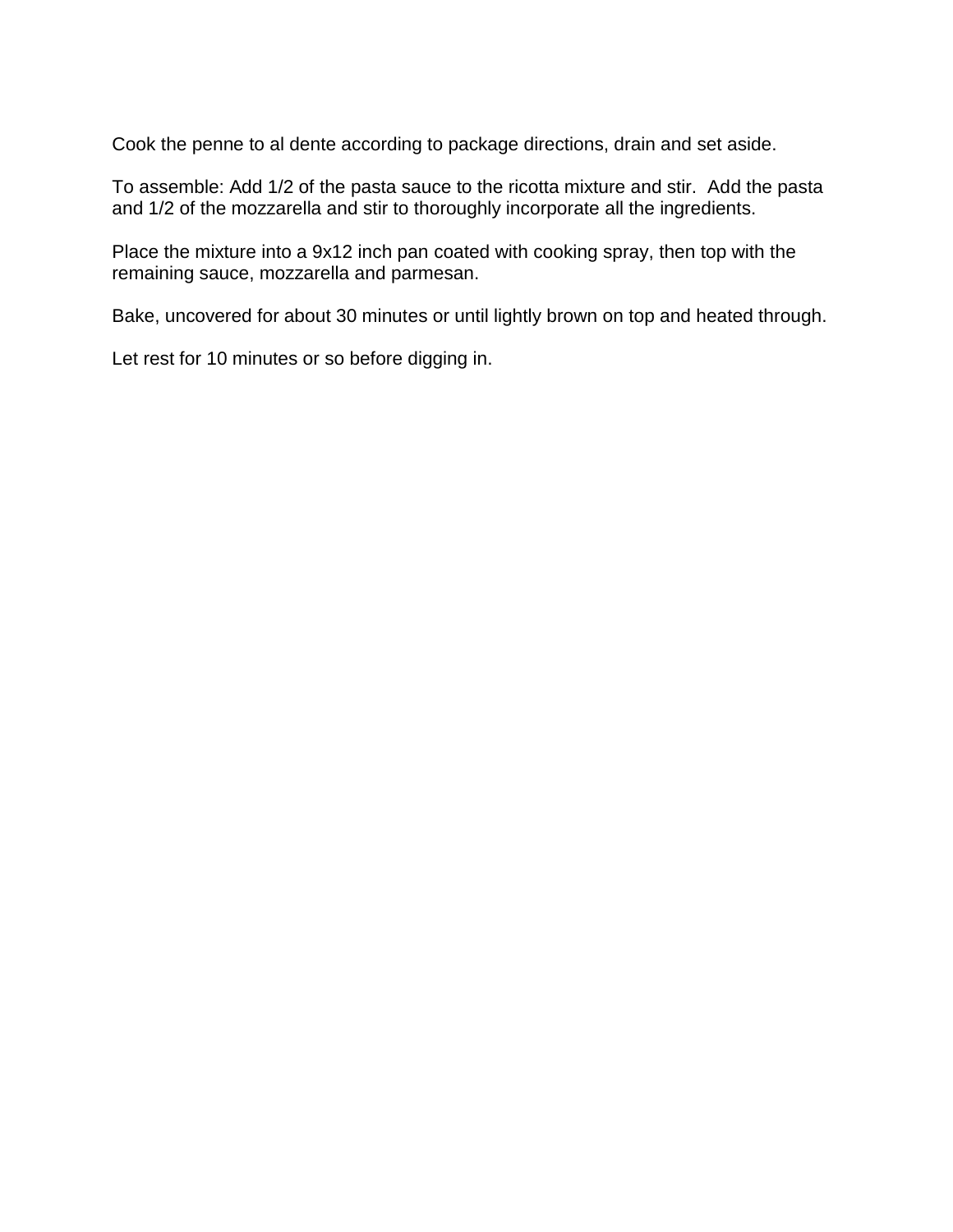Cook the penne to al dente according to package directions, drain and set aside.

To assemble: Add 1/2 of the pasta sauce to the ricotta mixture and stir.  Add the pasta and 1/2 of the mozzarella and stir to thoroughly incorporate all the ingredients.

Place the mixture into a 9x12 inch pan coated with cooking spray, then top with the remaining sauce, mozzarella and parmesan.

Bake, uncovered for about 30 minutes or until lightly brown on top and heated through.

Let rest for 10 minutes or so before digging in.